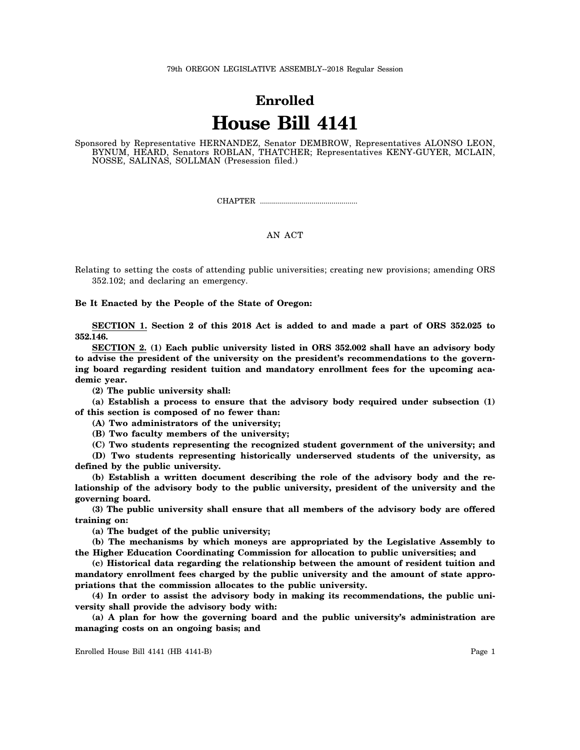79th OREGON LEGISLATIVE ASSEMBLY--2018 Regular Session

# Enrolled

# House Bill 4141

Sponsored by Representative HERNANDEZ, Senator DEMBROW, Representatives ALONSO LEON, BYNUM, HEARD, Senators ROBLAN, THATCHER; Representatives KENY-GUYER, MCLAIN, NOSSE, SALINAS, SOLLMAN (Presession filed.)

CHAPTER .................................................

AN ACT

Relating to setting the costs of attending public universities; creating new provisions; amending ORS 352.102; and declaring an emergency.

**Be It Enacted by the People of the State of Oregon:**

**SECTION 1. Section 2 of this 2018 Act is added to and made a part of ORS 352.025 to 352.146.**

**SECTION 2. (1) Each public university listed in ORS 352.002 shall have an advisory body to advise the president of the university on the president's recommendations to the governing board regarding resident tuition and mandatory enrollment fees for the upcoming academic year.**

**(2) The public university shall:**

**(a) Establish a process to ensure that the advisory body required under subsection (1) of this section is composed of no fewer than:**

**(A) Two administrators of the university;**

**(B) Two faculty members of the university;**

**(C) Two students representing the recognized student government of the university; and**

**(D) Two students representing historically underserved students of the university, as defined by the public university.**

**(b) Establish a written document describing the role of the advisory body and the relationship of the advisory body to the public university, president of the university and the governing board.**

**(3) The public university shall ensure that all members of the advisory body are offered training on:**

**(a) The budget of the public university;**

**(b) The mechanisms by which moneys are appropriated by the Legislative Assembly to the Higher Education Coordinating Commission for allocation to public universities; and**

**(c) Historical data regarding the relationship between the amount of resident tuition and mandatory enrollment fees charged by the public university and the amount of state appropriations that the commission allocates to the public university.**

**(4) In order to assist the advisory body in making its recommendations, the public university shall provide the advisory body with:**

**(a) A plan for how the governing board and the public university's administration are managing costs on an ongoing basis; and**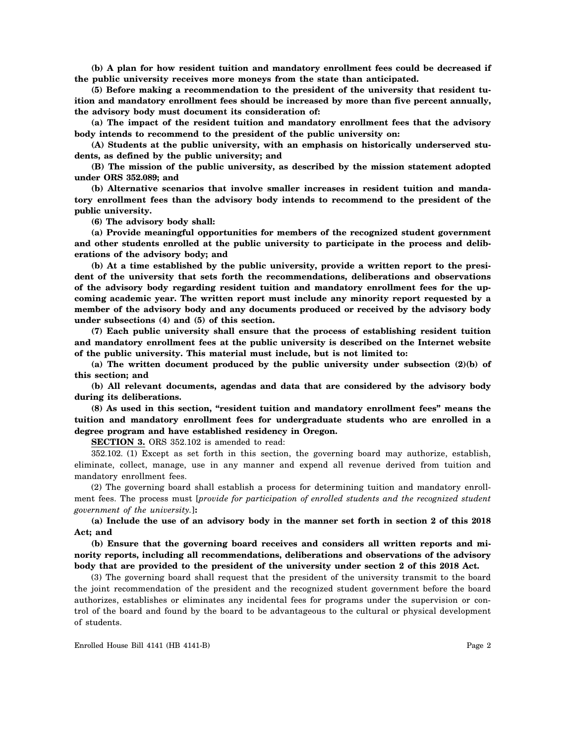**(b) A plan for how resident tuition and mandatory enrollment fees could be decreased if the public university receives more moneys from the state than anticipated.**

**(5) Before making a recommendation to the president of the university that resident tuition and mandatory enrollment fees should be increased by more than five percent annually, the advisory body must document its consideration of:**

**(a) The impact of the resident tuition and mandatory enrollment fees that the advisory body intends to recommend to the president of the public university on:**

**(A) Students at the public university, with an emphasis on historically underserved students, as defined by the public university; and**

**(B) The mission of the public university, as described by the mission statement adopted under ORS 352.089; and**

**(b) Alternative scenarios that involve smaller increases in resident tuition and mandatory enrollment fees than the advisory body intends to recommend to the president of the public university.**

**(6) The advisory body shall:**

**(a) Provide meaningful opportunities for members of the recognized student government and other students enrolled at the public university to participate in the process and deliberations of the advisory body; and**

**(b) At a time established by the public university, provide a written report to the president of the university that sets forth the recommendations, deliberations and observations of the advisory body regarding resident tuition and mandatory enrollment fees for the upcoming academic year. The written report must include any minority report requested by a member of the advisory body and any documents produced or received by the advisory body under subsections (4) and (5) of this section.**

**(7) Each public university shall ensure that the process of establishing resident tuition and mandatory enrollment fees at the public university is described on the Internet website of the public university. This material must include, but is not limited to:**

**(a) The written document produced by the public university under subsection (2)(b) of this section; and**

**(b) All relevant documents, agendas and data that are considered by the advisory body during its deliberations.**

**(8) As used in this section, "resident tuition and mandatory enrollment fees" means the tuition and mandatory enrollment fees for undergraduate students who are enrolled in a degree program and have established residency in Oregon.**

**SECTION 3.** ORS 352.102 is amended to read:

352.102. (1) Except as set forth in this section, the governing board may authorize, establish, eliminate, collect, manage, use in any manner and expend all revenue derived from tuition and mandatory enrollment fees.

(2) The governing board shall establish a process for determining tuition and mandatory enrollment fees. The process must [*provide for participation of enrolled students and the recognized student government of the university.*]**:**

**(a) Include the use of an advisory body in the manner set forth in section 2 of this 2018 Act; and**

**(b) Ensure that the governing board receives and considers all written reports and minority reports, including all recommendations, deliberations and observations of the advisory body that are provided to the president of the university under section 2 of this 2018 Act.**

(3) The governing board shall request that the president of the university transmit to the board the joint recommendation of the president and the recognized student government before the board authorizes, establishes or eliminates any incidental fees for programs under the supervision or control of the board and found by the board to be advantageous to the cultural or physical development of students.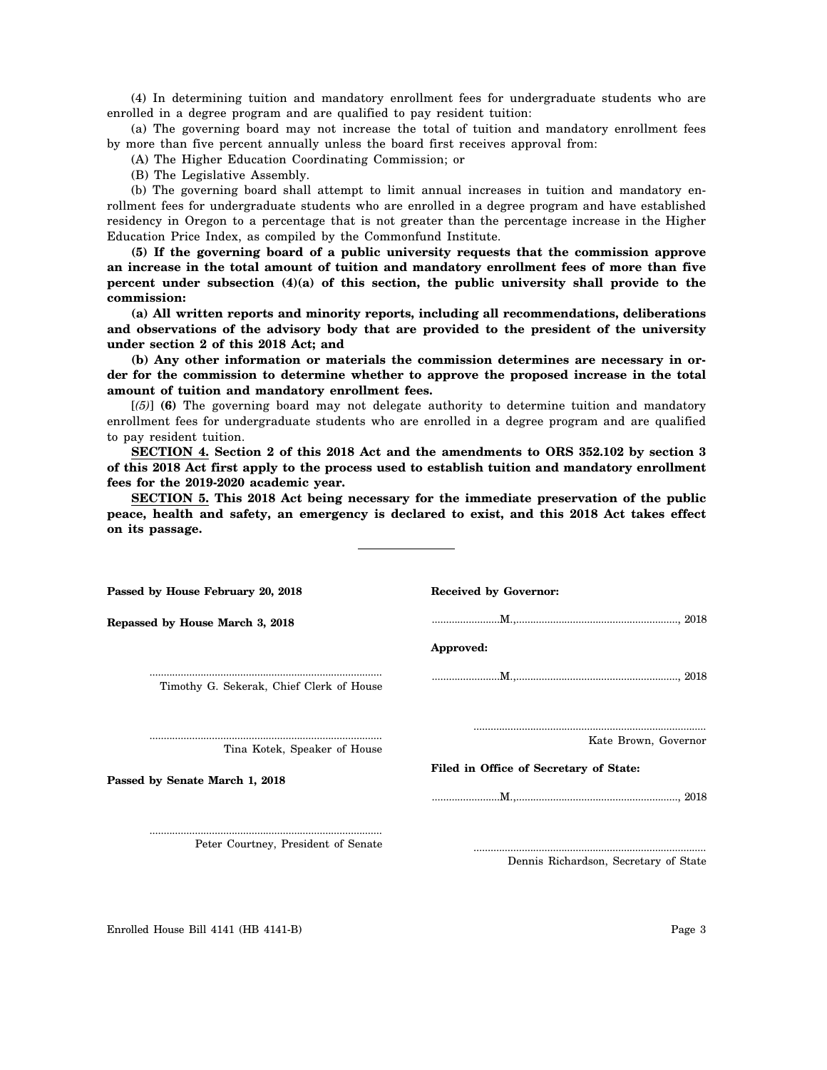(4) In determining tuition and mandatory enrollment fees for undergraduate students who are enrolled in a degree program and are qualified to pay resident tuition:

(a) The governing board may not increase the total of tuition and mandatory enrollment fees by more than five percent annually unless the board first receives approval from:

(A) The Higher Education Coordinating Commission; or

(B) The Legislative Assembly.

(b) The governing board shall attempt to limit annual increases in tuition and mandatory enrollment fees for undergraduate students who are enrolled in a degree program and have established residency in Oregon to a percentage that is not greater than the percentage increase in the Higher Education Price Index, as compiled by the Commonfund Institute.

**(5) If the governing board of a public university requests that the commission approve an increase in the total amount of tuition and mandatory enrollment fees of more than five percent under subsection (4)(a) of this section, the public university shall provide to the commission:**

**(a) All written reports and minority reports, including all recommendations, deliberations and observations of the advisory body that are provided to the president of the university under section 2 of this 2018 Act; and**

**(b) Any other information or materials the commission determines are necessary in order for the commission to determine whether to approve the proposed increase in the total amount of tuition and mandatory enrollment fees.**

[*(5)*] **(6)** The governing board may not delegate authority to determine tuition and mandatory enrollment fees for undergraduate students who are enrolled in a degree program and are qualified to pay resident tuition.

**SECTION 4. Section 2 of this 2018 Act and the amendments to ORS 352.102 by section 3 of this 2018 Act first apply to the process used to establish tuition and mandatory enrollment fees for the 2019-2020 academic year.**

**SECTION 5. This 2018 Act being necessary for the immediate preservation of the public peace, health and safety, an emergency is declared to exist, and this 2018 Act takes effect on its passage.**

---

**Passed by House February 20, 2018**

**Repassed by House March 3, 2018**

..................................................................................
Timothy G. Sekerak, Chief Clerk of House

..................................................................................
Tina Kotek, Speaker of House

**Passed by Senate March 1, 2018**

..................................................................................
Peter Courtney, President of Senate

**Received by Governor:**

........................M.,........................................................., 2018

**Approved:**

........................M.,........................................................., 2018

..................................................................................
Kate Brown, Governor

**Filed in Office of Secretary of State:**

........................M.,........................................................., 2018

..................................................................................
Dennis Richardson, Secretary of State

Enrolled House Bill 4141 (HB 4141-B)